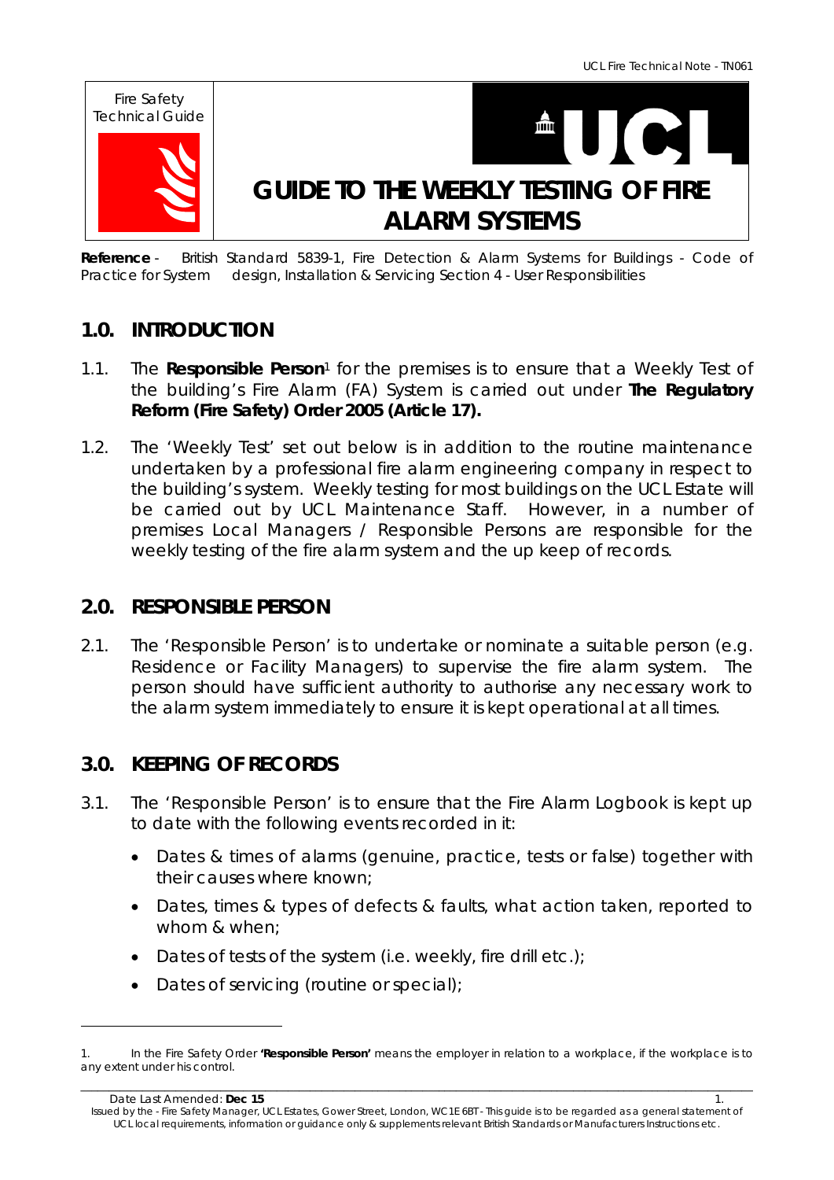Fire Safety Technical Guide

# GUIDE TO THE WEEKLY TESTING OF FIRE ALARM SYSTEMS

**Reference** - British Standard 5839-1, Fire Detection & Alarm Systems for Buildings - Code of Practice for System design, Installation & Servicing Section 4 - User Responsibilities

## 1.0. INTRODUCTION

1.1. The **Responsible Person**[1] for the premises is to ensure that a Weekly Test of the building's Fire Alarm (FA) System is carried out under **The Regulatory Reform (Fire Safety) Order 2005 (Article 17).**

1.2. The 'Weekly Test' set out below is in addition to the routine maintenance undertaken by a professional fire alarm engineering company in respect to the building's system. Weekly testing for most buildings on the UCL Estate will be carried out by UCL Maintenance Staff. However, in a number of premises Local Managers / Responsible Persons are responsible for the weekly testing of the fire alarm system and the up keep of records.

## 2.0. RESPONSIBLE PERSON

2.1. The 'Responsible Person' is to undertake or nominate a suitable person (e.g. Residence or Facility Managers) to supervise the fire alarm system. The person should have sufficient authority to authorise any necessary work to the alarm system immediately to ensure it is kept operational at all times.

## 3.0. KEEPING OF RECORDS

3.1. The 'Responsible Person' is to ensure that the Fire Alarm Logbook is kept up to date with the following events recorded in it:

- Dates & times of alarms (genuine, practice, tests or false) together with their causes where known;
- Dates, times & types of defects & faults, what action taken, reported to whom & when;
- Dates of tests of the system (i.e. weekly, fire drill etc.);
- Dates of servicing (routine or special);

---

1. In the Fire Safety Order **'Responsible Person'** means the employer in relation to a workplace, if the workplace is to any extent under his control.

Date Last Amended: **Dec 15**

Issued by the - Fire Safety Manager, UCL Estates, Gower Street, London, WC1E 6BT - This guide is to be regarded as a general statement of UCL local requirements, information or guidance only & supplements relevant British Standards or Manufacturers Instructions etc.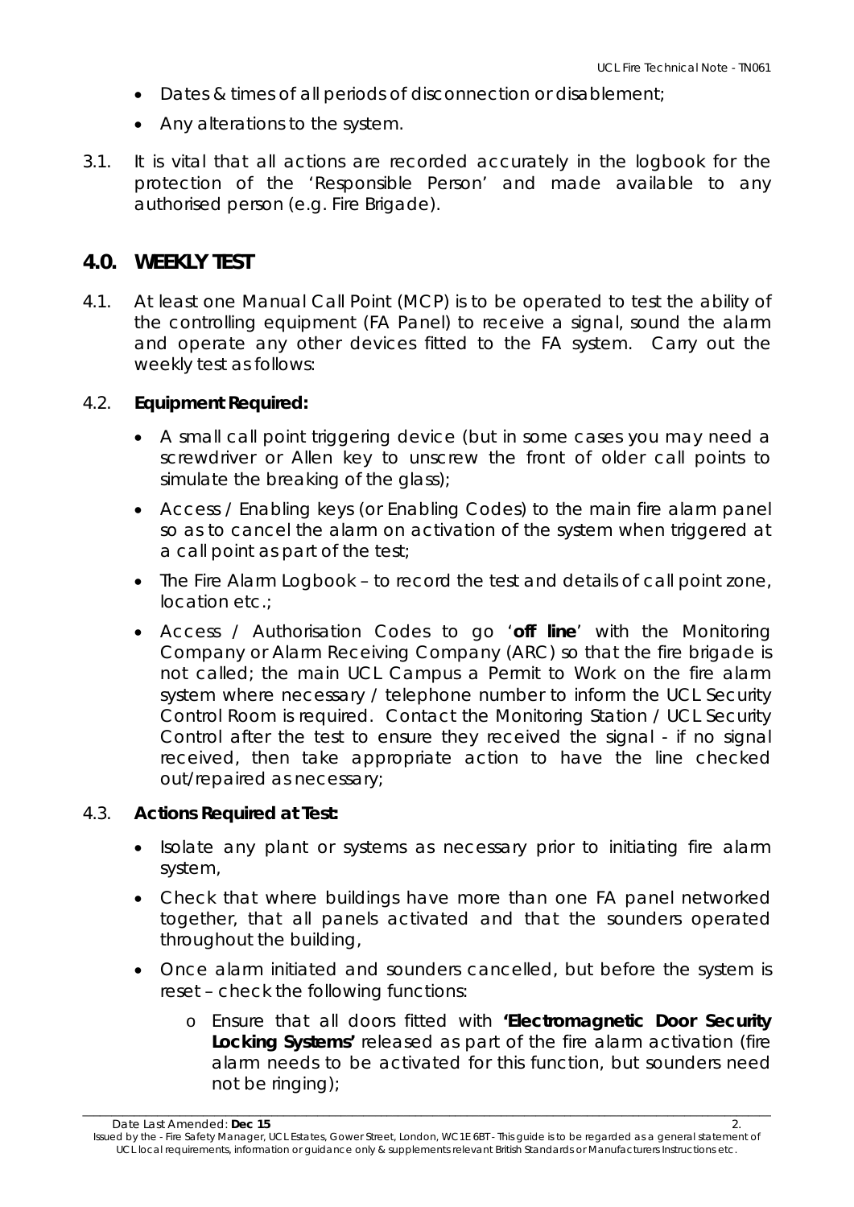- Dates & times of all periods of disconnection or disablement;
- Any alterations to the system.

3.1. It is vital that all actions are recorded accurately in the logbook for the protection of the 'Responsible Person' and made available to any authorised person (e.g. Fire Brigade).

## 4.0. WEEKLY TEST

4.1. At least one Manual Call Point (MCP) is to be operated to test the ability of the controlling equipment (FA Panel) to receive a signal, sound the alarm and operate any other devices fitted to the FA system. Carry out the weekly test as follows:

4.2. **Equipment Required:**

- A small call point triggering device (but in some cases you may need a screwdriver or Allen key to unscrew the front of older call points to simulate the breaking of the glass);
- Access / Enabling keys (or Enabling Codes) to the main fire alarm panel so as to cancel the alarm on activation of the system when triggered at a call point as part of the test;
- The Fire Alarm Logbook – to record the test and details of call point zone, location etc.;
- Access / Authorisation Codes to go '**off line**' with the Monitoring Company or Alarm Receiving Company (ARC) so that the fire brigade is not called; the main UCL Campus a Permit to Work on the fire alarm system where necessary / telephone number to inform the UCL Security Control Room is required. Contact the Monitoring Station / UCL Security Control after the test to ensure they received the signal - if no signal received, then take appropriate action to have the line checked out/repaired as necessary;

4.3. **Actions Required at Test:**

- Isolate any plant or systems as necessary prior to initiating fire alarm system,
- Check that where buildings have more than one FA panel networked together, that all panels activated and that the sounders operated throughout the building,
- Once alarm initiated and sounders cancelled, but before the system is reset – check the following functions:
  - Ensure that all doors fitted with **'Electromagnetic Door Security Locking Systems'** released as part of the fire alarm activation (fire alarm needs to be activated for this function, but sounders need not be ringing);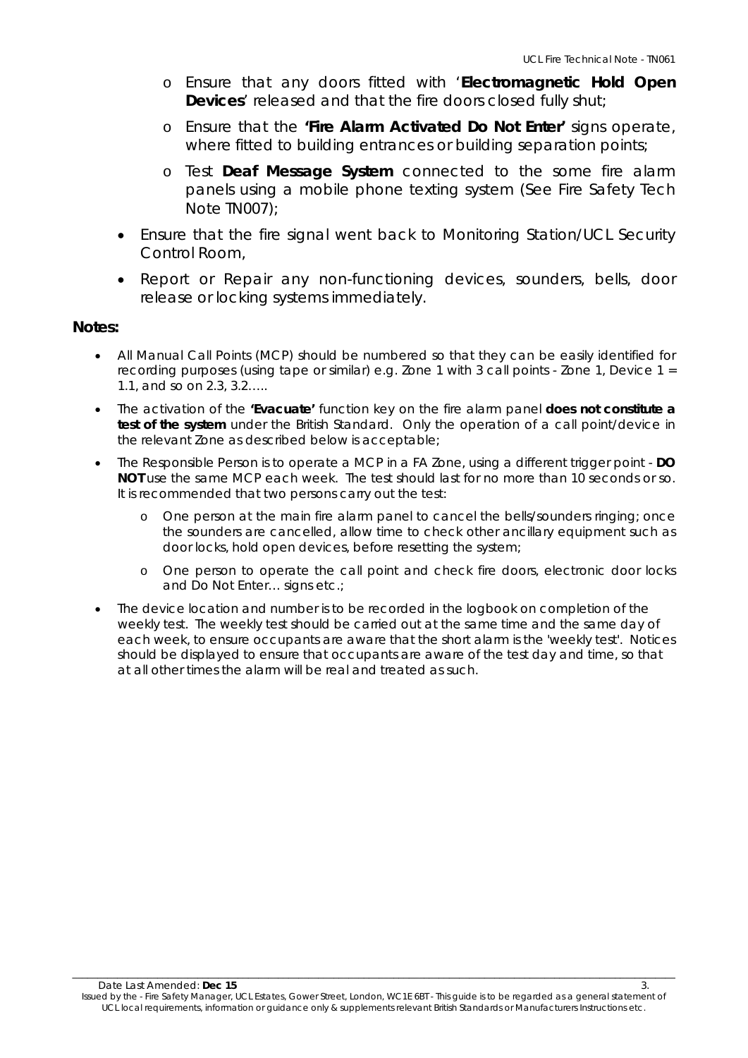- Ensure that any doors fitted with '**Electromagnetic Hold Open Devices**' released and that the fire doors closed fully shut;
  - Ensure that the **'Fire Alarm Activated Do Not Enter'** signs operate, where fitted to building entrances or building separation points;
  - Test **Deaf Message System** connected to the some fire alarm panels using a mobile phone texting system (See Fire Safety Tech Note TN007);
- Ensure that the fire signal went back to Monitoring Station/UCL Security Control Room,
- Report or Repair any non-functioning devices, sounders, bells, door release or locking systems immediately.

**Notes:**

- All Manual Call Points (MCP) should be numbered so that they can be easily identified for recording purposes (using tape or similar) e.g. Zone 1 with 3 call points - Zone 1, Device 1 = 1.1, and so on 2.3, 3.2…..
- The activation of the **'Evacuate'** function key on the fire alarm panel **does not constitute a test of the system** under the British Standard. Only the operation of a call point/device in the relevant Zone as described below is acceptable;
- The Responsible Person is to operate a MCP in a FA Zone, using a different trigger point - **DO NOT** use the same MCP each week. The test should last for no more than 10 seconds or so. It is recommended that two persons carry out the test:
  - One person at the main fire alarm panel to cancel the bells/sounders ringing; once the sounders are cancelled, allow time to check other ancillary equipment such as door locks, hold open devices, before resetting the system;
  - One person to operate the call point and check fire doors, electronic door locks and Do Not Enter… signs etc.;
- The device location and number is to be recorded in the logbook on completion of the weekly test. The weekly test should be carried out at the same time and the same day of each week, to ensure occupants are aware that the short alarm is the 'weekly test'. Notices should be displayed to ensure that occupants are aware of the test day and time, so that at all other times the alarm will be real and treated as such.